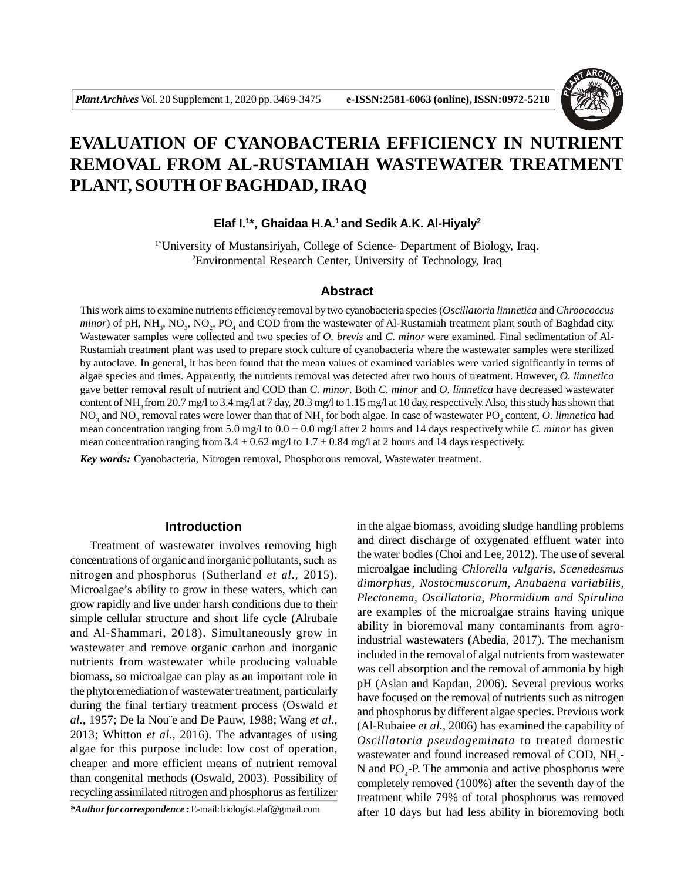# EVALUATION OF CYANOBACTERIA EFFICIENCY IN NUTRIENT REMOVAL FROM AL-RUSTAMIAH WASTEWATER TREATMENT PLANT, SOUTH OF BAGHDAD, IRAQ

**Elaf I.[1*], Ghaidaa H.A.[1] and Sedik A.K. Al-Hiyaly[2]**

[1*]University of Mustansiriyah, College of Science- Department of Biology, Iraq.
[2]Environmental Research Center, University of Technology, Iraq

## Abstract

This work aims to examine nutrients efficiency removal by two cyanobacteria species (*Oscillatoria limnetica* and *Chroococcus minor*) of pH, $NH_3$, $NO_3$, $NO_2$, $PO_4$ and COD from the wastewater of Al-Rustamiah treatment plant south of Baghdad city. Wastewater samples were collected and two species of *O. brevis* and *C. minor* were examined. Final sedimentation of Al-Rustamiah treatment plant was used to prepare stock culture of cyanobacteria where the wastewater samples were sterilized by autoclave. In general, it has been found that the mean values of examined variables were varied significantly in terms of algae species and times. Apparently, the nutrients removal was detected after two hours of treatment. However, *O. limnetica* gave better removal result of nutrient and COD than *C. minor*. Both *C. minor* and *O. limnetica* have decreased wastewater content of $NH_3$ from 20.7 mg/l to 3.4 mg/l at 7 day, 20.3 mg/l to 1.15 mg/l at 10 day, respectively. Also, this study has shown that $NO_3$ and $NO_2$ removal rates were lower than that of $NH_3$ for both algae. In case of wastewater $PO_4$ content, *O. limnetica* had mean concentration ranging from 5.0 mg/l to $0.0 \pm 0.0$ mg/l after 2 hours and 14 days respectively while *C. minor* has given mean concentration ranging from $3.4 \pm 0.62$ mg/l to $1.7 \pm 0.84$ mg/l at 2 hours and 14 days respectively.

***Key words:*** Cyanobacteria, Nitrogen removal, Phosphorous removal, Wastewater treatment.

## Introduction

Treatment of wastewater involves removing high concentrations of organic and inorganic pollutants, such as nitrogen and phosphorus (Sutherland *et al.,* 2015). Microalgae's ability to grow in these waters, which can grow rapidly and live under harsh conditions due to their simple cellular structure and short life cycle (Alrubaie and Al-Shammari, 2018). Simultaneously grow in wastewater and remove organic carbon and inorganic nutrients from wastewater while producing valuable biomass, so microalgae can play as an important role in the phytoremediation of wastewater treatment, particularly during the final tertiary treatment process (Oswald *et al.*, 1957; De la Nou¨e and De Pauw, 1988; Wang *et al.,* 2013; Whitton *et al.*, 2016). The advantages of using algae for this purpose include: low cost of operation, cheaper and more efficient means of nutrient removal than congenital methods (Oswald, 2003). Possibility of recycling assimilated nitrogen and phosphorus as fertilizer in the algae biomass, avoiding sludge handling problems and direct discharge of oxygenated effluent water into the water bodies (Choi and Lee, 2012). The use of several microalgae including *Chlorella vulgaris, Scenedesmus dimorphus, Nostocmuscorum, Anabaena variabilis, Plectonema, Oscillatoria, Phormidium and Spirulina* are examples of the microalgae strains having unique ability in bioremoval many contaminants from agro-industrial wastewaters (Abedia, 2017). The mechanism included in the removal of algal nutrients from wastewater was cell absorption and the removal of ammonia by high pH (Aslan and Kapdan, 2006). Several previous works have focused on the removal of nutrients such as nitrogen and phosphorus by different algae species. Previous work (Al-Rubaiee *et al.,* 2006) has examined the capability of *Oscillatoria pseudogeminata* to treated domestic wastewater and found increased removal of COD, $NH_3$-N and $PO_4$-P. The ammonia and active phosphorus were completely removed (100%) after the seventh day of the treatment while 79% of total phosphorus was removed after 10 days but had less ability in bioremoving both

***Author for correspondence :*** E-mail: biologist.elaf@gmail.com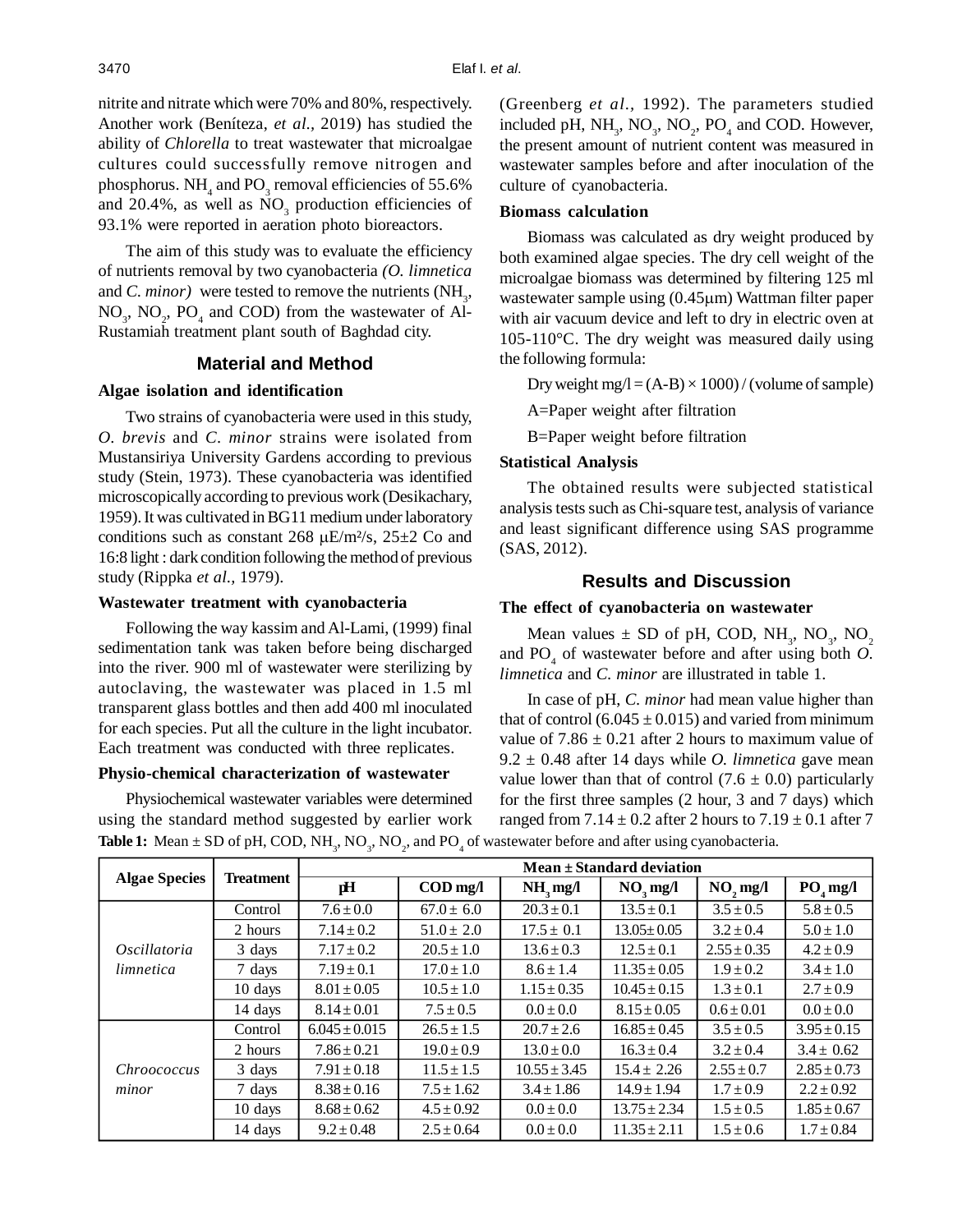nitrite and nitrate which were 70% and 80%, respectively. Another work (Beníteza, *et al.,* 2019) has studied the ability of *Chlorella* to treat wastewater that microalgae cultures could successfully remove nitrogen and phosphorus. $NH_4$ and $PO_3$ removal efficiencies of 55.6% and 20.4%, as well as $NO_3$ production efficiencies of 93.1% were reported in aeration photo bioreactors.

The aim of this study was to evaluate the efficiency of nutrients removal by two cyanobacteria *(O. limnetica* and *C. minor)* were tested to remove the nutrients ($NH_3$, $NO_3$, $NO_2$, $PO_4$ and COD) from the wastewater of Al-Rustamiah treatment plant south of Baghdad city.

## Material and Method

### Algae isolation and identification

Two strains of cyanobacteria were used in this study, *O. brevis* and *C. minor* strains were isolated from Mustansiriya University Gardens according to previous study (Stein, 1973). These cyanobacteria was identified microscopically according to previous work (Desikachary, 1959). It was cultivated in BG11 medium under laboratory conditions such as constant 268 μE/m²/s, 25±2 Co and 16:8 light : dark condition following the method of previous study (Rippka *et al.,* 1979).

### Wastewater treatment with cyanobacteria

Following the way kassim and Al-Lami, (1999) final sedimentation tank was taken before being discharged into the river. 900 ml of wastewater were sterilizing by autoclaving, the wastewater was placed in 1.5 ml transparent glass bottles and then add 400 ml inoculated for each species. Put all the culture in the light incubator. Each treatment was conducted with three replicates.

### Physio-chemical characterization of wastewater

Physiochemical wastewater variables were determined using the standard method suggested by earlier work (Greenberg *et al.,* 1992). The parameters studied included pH, $NH_3$, $NO_3$, $NO_2$, $PO_4$ and COD. However, the present amount of nutrient content was measured in wastewater samples before and after inoculation of the culture of cyanobacteria.

### Biomass calculation

Biomass was calculated as dry weight produced by both examined algae species. The dry cell weight of the microalgae biomass was determined by filtering 125 ml wastewater sample using (0.45μm) Wattman filter paper with air vacuum device and left to dry in electric oven at 105-110°C. The dry weight was measured daily using the following formula:

$$\text{Dry weight mg/l} = (A-B) \times 1000) / (\text{volume of sample})$$

A=Paper weight after filtration

B=Paper weight before filtration

### Statistical Analysis

The obtained results were subjected statistical analysis tests such as Chi-square test, analysis of variance and least significant difference using SAS programme (SAS, 2012).

## Results and Discussion

### The effect of cyanobacteria on wastewater

Mean values ± SD of pH, COD, $NH_3$, $NO_3$, $NO_2$ and $PO_4$ of wastewater before and after using both *O. limnetica* and *C. minor* are illustrated in table 1.

In case of pH, *C. minor* had mean value higher than that of control (6.045 ± 0.015) and varied from minimum value of 7.86 ± 0.21 after 2 hours to maximum value of 9.2 ± 0.48 after 14 days while *O. limnetica* gave mean value lower than that of control (7.6 ± 0.0) particularly for the first three samples (2 hour, 3 and 7 days) which ranged from 7.14 ± 0.2 after 2 hours to 7.19 ± 0.1 after 7

**Table 1:** Mean ± SD of pH, COD, $NH_3$, $NO_3$, $NO_2$, and $PO_4$ of wastewater before and after using cyanobacteria.

| Algae Species | Treatment | Mean ± Standard deviation | | | | | |
|---|---|---|---|---|---|---|---|
| | | pH | COD mg/l | $NH_3$ mg/l | $NO_3$ mg/l | $NO_2$ mg/l | $PO_4$ mg/l |
| *Oscillatoria limnetica* | Control | 7.6 ± 0.0 | 67.0 ± 6.0 | 20.3 ± 0.1 | 13.5 ± 0.1 | 3.5 ± 0.5 | 5.8 ± 0.5 |
| | 2 hours | 7.14 ± 0.2 | 51.0 ± 2.0 | 17.5 ± 0.1 | 13.05± 0.05 | 3.2 ± 0.4 | 5.0 ± 1.0 |
| | 3 days | 7.17 ± 0.2 | 20.5 ± 1.0 | 13.6 ± 0.3 | 12.5 ± 0.1 | 2.55 ± 0.35 | 4.2 ± 0.9 |
| | 7 days | 7.19 ± 0.1 | 17.0 ± 1.0 | 8.6 ± 1.4 | 11.35 ± 0.05 | 1.9 ± 0.2 | 3.4 ± 1.0 |
| | 10 days | 8.01 ± 0.05 | 10.5 ± 1.0 | 1.15 ± 0.35 | 10.45 ± 0.15 | 1.3 ± 0.1 | 2.7 ± 0.9 |
| | 14 days | 8.14 ± 0.01 | 7.5 ± 0.5 | 0.0 ± 0.0 | 8.15 ± 0.05 | 0.6 ± 0.01 | 0.0 ± 0.0 |
| *Chroococcus minor* | Control | 6.045 ± 0.015 | 26.5 ± 1.5 | 20.7 ± 2.6 | 16.85 ± 0.45 | 3.5 ± 0.5 | 3.95 ± 0.15 |
| | 2 hours | 7.86 ± 0.21 | 19.0 ± 0.9 | 13.0 ± 0.0 | 16.3 ± 0.4 | 3.2 ± 0.4 | 3.4 ± 0.62 |
| | 3 days | 7.91 ± 0.18 | 11.5 ± 1.5 | 10.55 ± 3.45 | 15.4 ± 2.26 | 2.55 ± 0.7 | 2.85 ± 0.73 |
| | 7 days | 8.38 ± 0.16 | 7.5 ± 1.62 | 3.4 ± 1.86 | 14.9 ± 1.94 | 1.7 ± 0.9 | 2.2 ± 0.92 |
| | 10 days | 8.68 ± 0.62 | 4.5 ± 0.92 | 0.0 ± 0.0 | 13.75 ± 2.34 | 1.5 ± 0.5 | 1.85 ± 0.67 |
| | 14 days | 9.2 ± 0.48 | 2.5 ± 0.64 | 0.0 ± 0.0 | 11.35 ± 2.11 | 1.5 ± 0.6 | 1.7 ± 0.84 |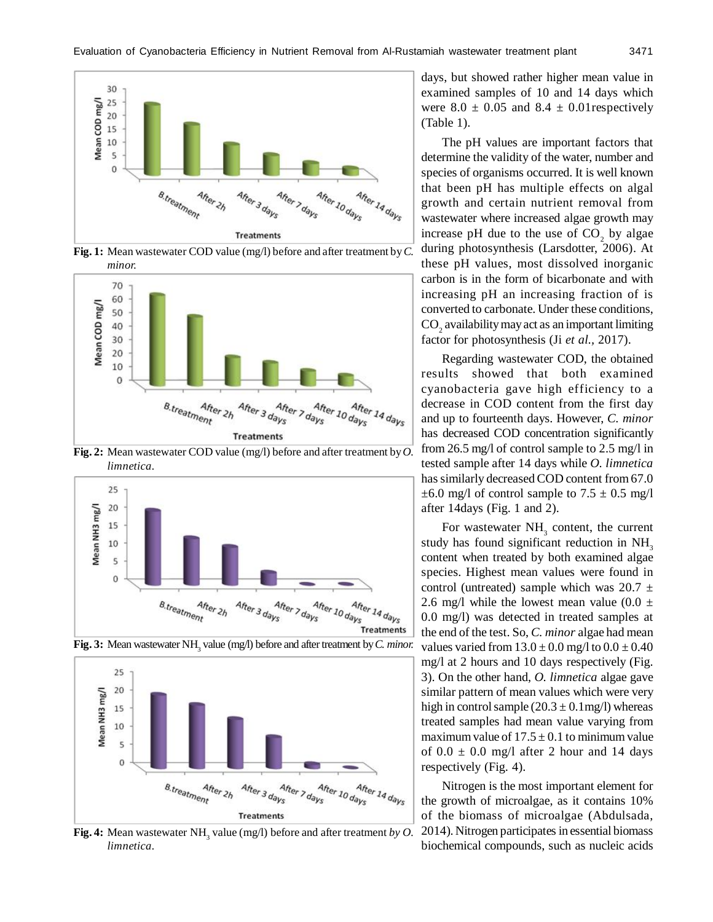Fig. 1: Mean wastewater COD value (mg/l) before and after treatment by *C. minor.*

Fig. 2: Mean wastewater COD value (mg/l) before and after treatment by *O. limnetica*.

Fig. 3: Mean wastewater $NH_3$ value (mg/l) before and after treatment by *C. minor.*

Fig. 4: Mean wastewater $NH_3$ value (mg/l) before and after treatment *by O. limnetica*.

days, but showed rather higher mean value in examined samples of 10 and 14 days which were 8.0 ± 0.05 and 8.4 ± 0.01respectively (Table 1).

The pH values are important factors that determine the validity of the water, number and species of organisms occurred. It is well known that been pH has multiple effects on algal growth and certain nutrient removal from wastewater where increased algae growth may increase pH due to the use of $CO_2$ by algae during photosynthesis (Larsdotter, 2006). At these pH values, most dissolved inorganic carbon is in the form of bicarbonate and with increasing pH an increasing fraction of is converted to carbonate. Under these conditions, $CO_2$ availability may act as an important limiting factor for photosynthesis (Ji *et al.*, 2017).

Regarding wastewater COD, the obtained results showed that both examined cyanobacteria gave high efficiency to a decrease in COD content from the first day and up to fourteenth days. However, *C. minor* has decreased COD concentration significantly from 26.5 mg/l of control sample to 2.5 mg/l in tested sample after 14 days while *O. limnetica* has similarly decreased COD content from 67.0 ±6.0 mg/l of control sample to 7.5 ± 0.5 mg/l after 14days (Fig. 1 and 2).

For wastewater $NH_3$ content, the current study has found significant reduction in $NH_3$ content when treated by both examined algae species. Highest mean values were found in control (untreated) sample which was 20.7 ± 2.6 mg/l while the lowest mean value (0.0 ± 0.0 mg/l) was detected in treated samples at the end of the test. So, *C. minor* algae had mean values varied from 13.0 ± 0.0 mg/l to 0.0 ± 0.40 mg/l at 2 hours and 10 days respectively (Fig. 3). On the other hand, *O. limnetica* algae gave similar pattern of mean values which were very high in control sample (20.3 ± 0.1mg/l) whereas treated samples had mean value varying from maximum value of 17.5 ± 0.1 to minimum value of 0.0 ± 0.0 mg/l after 2 hour and 14 days respectively (Fig. 4).

Nitrogen is the most important element for the growth of microalgae, as it contains 10% of the biomass of microalgae (Abdulsada, 2014). Nitrogen participates in essential biomass biochemical compounds, such as nucleic acids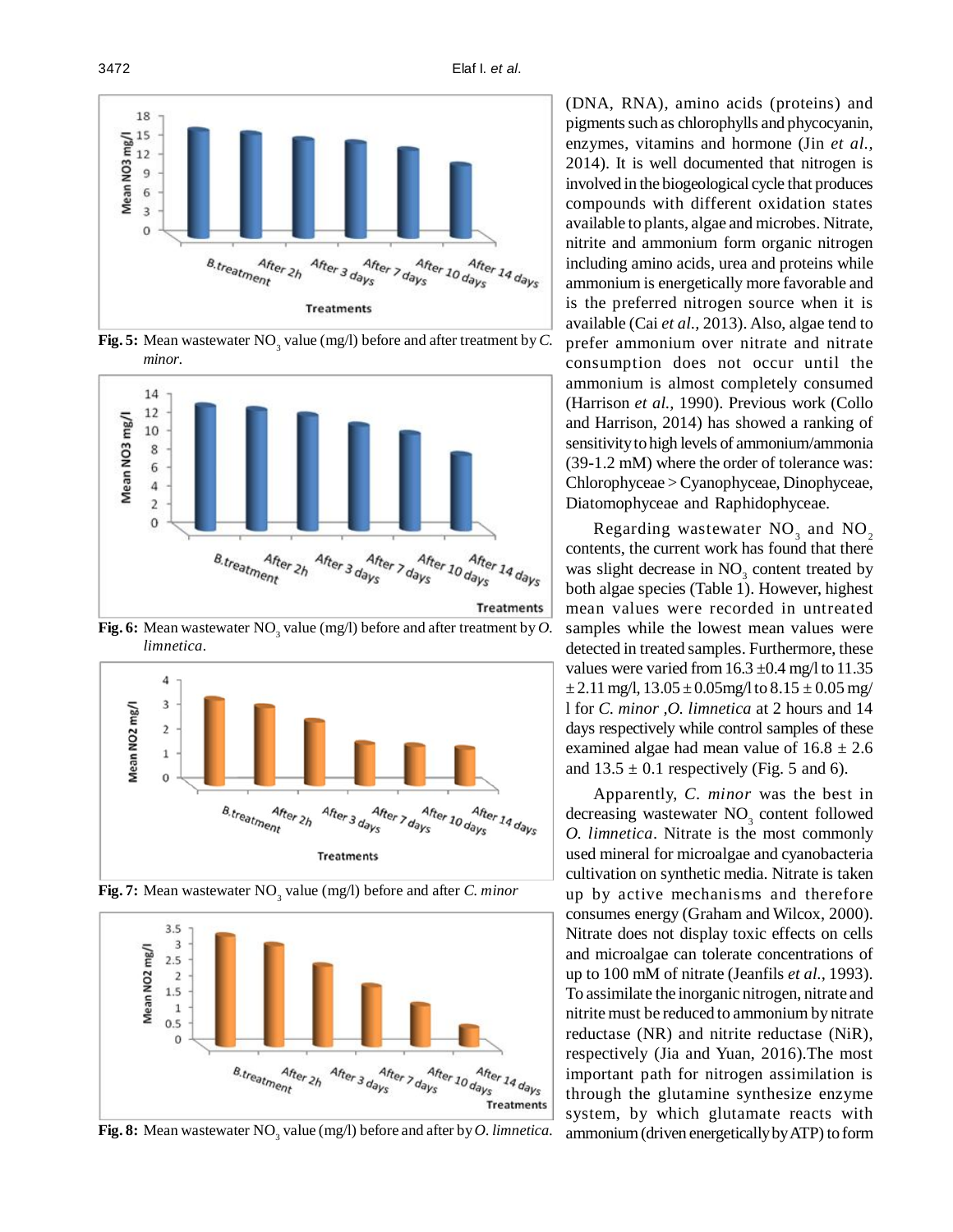**Fig. 5:** Mean wastewater $NO_3$ value (mg/l) before and after treatment by *C. minor*.

**Fig. 6:** Mean wastewater $NO_3$ value (mg/l) before and after treatment by *O. limnetica*.

**Fig. 7:** Mean wastewater $NO_3$ value (mg/l) before and after *C. minor*

**Fig. 8:** Mean wastewater $NO_3$ value (mg/l) before and after by *O. limnetica*.

(DNA, RNA), amino acids (proteins) and pigments such as chlorophylls and phycocyanin, enzymes, vitamins and hormone (Jin *et al.*, 2014). It is well documented that nitrogen is involved in the biogeological cycle that produces compounds with different oxidation states available to plants, algae and microbes. Nitrate, nitrite and ammonium form organic nitrogen including amino acids, urea and proteins while ammonium is energetically more favorable and is the preferred nitrogen source when it is available (Cai *et al.*, 2013). Also, algae tend to prefer ammonium over nitrate and nitrate consumption does not occur until the ammonium is almost completely consumed (Harrison *et al.*, 1990). Previous work (Collo and Harrison, 2014) has showed a ranking of sensitivity to high levels of ammonium/ammonia (39-1.2 mM) where the order of tolerance was: Chlorophyceae > Cyanophyceae, Dinophyceae, Diatomophyceae and Raphidophyceae.

Regarding wastewater $NO_3$ and $NO_2$ contents, the current work has found that there was slight decrease in $NO_3$ content treated by both algae species (Table 1). However, highest mean values were recorded in untreated samples while the lowest mean values were detected in treated samples. Furthermore, these values were varied from 16.3 ±0.4 mg/l to 11.35 ± 2.11 mg/l, 13.05 ± 0.05mg/l to 8.15 ± 0.05 mg/l for *C. minor* ,*O. limnetica* at 2 hours and 14 days respectively while control samples of these examined algae had mean value of 16.8 ± 2.6 and 13.5 ± 0.1 respectively (Fig. 5 and 6).

Apparently, *C. minor* was the best in decreasing wastewater $NO_3$ content followed *O. limnetica*. Nitrate is the most commonly used mineral for microalgae and cyanobacteria cultivation on synthetic media. Nitrate is taken up by active mechanisms and therefore consumes energy (Graham and Wilcox, 2000). Nitrate does not display toxic effects on cells and microalgae can tolerate concentrations of up to 100 mM of nitrate (Jeanfils *et al.*, 1993). To assimilate the inorganic nitrogen, nitrate and nitrite must be reduced to ammonium by nitrate reductase (NR) and nitrite reductase (NiR), respectively (Jia and Yuan, 2016).The most important path for nitrogen assimilation is through the glutamine synthesize enzyme system, by which glutamate reacts with ammonium (driven energetically by ATP) to form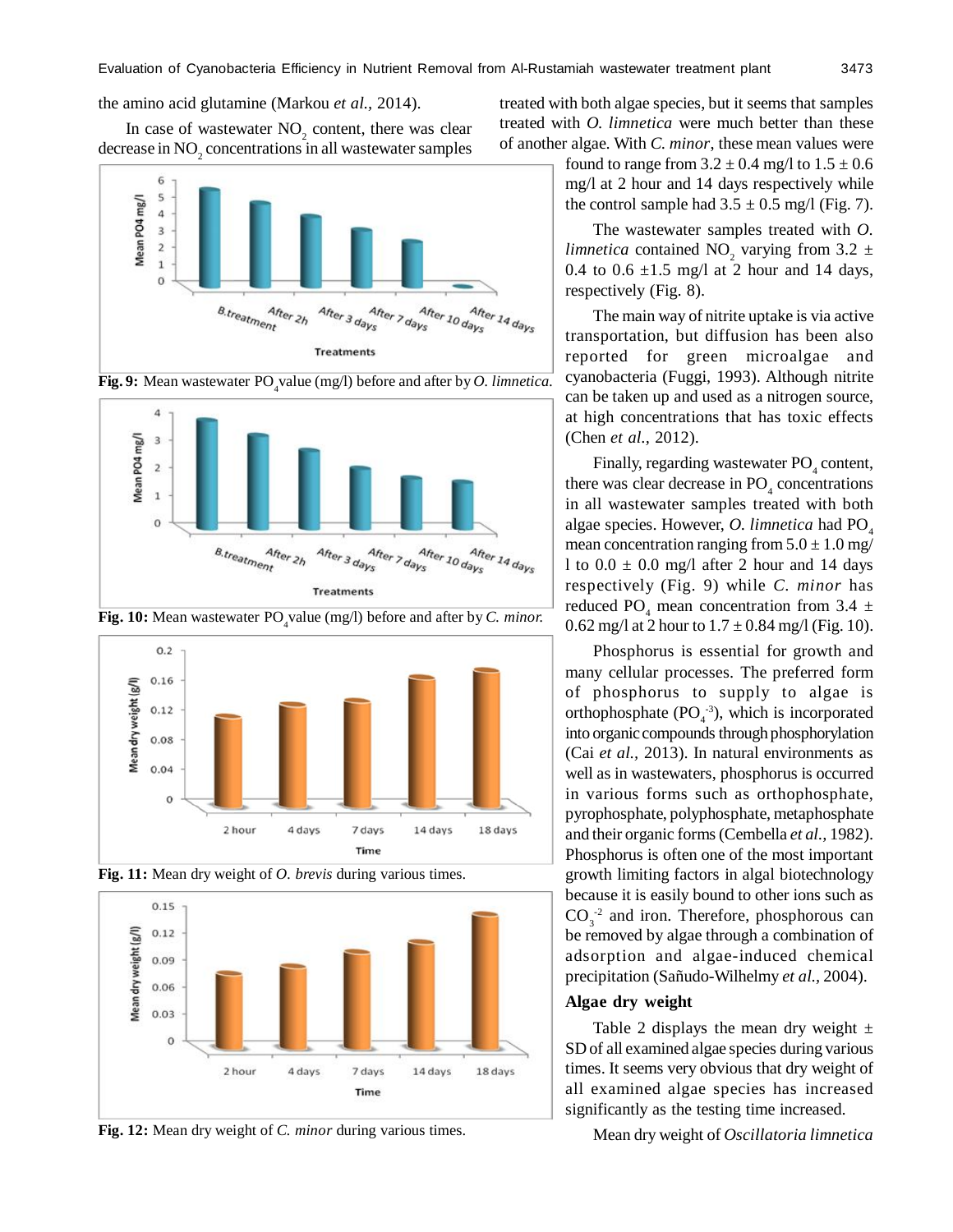the amino acid glutamine (Markou *et al.,* 2014).

In case of wastewater $NO_2$ content, there was clear decrease in $NO_2$ concentrations in all wastewater samples treated with both algae species, but it seems that samples treated with *O. limnetica* were much better than these of another algae. With *C. minor*, these mean values were found to range from 3.2 ± 0.4 mg/l to 1.5 ± 0.6 mg/l at 2 hour and 14 days respectively while the control sample had 3.5 ± 0.5 mg/l (Fig. 7).

**Fig. 9:** Mean wastewater $PO_4$ value (mg/l) before and after by *O. limnetica.*

**Fig. 10:** Mean wastewater $PO_4$ value (mg/l) before and after by *C. minor.*

**Fig. 11:** Mean dry weight of *O. brevis* during various times.

**Fig. 12:** Mean dry weight of *C. minor* during various times.

The wastewater samples treated with *O. limnetica* contained $NO_2$ varying from 3.2 ± 0.4 to 0.6 ±1.5 mg/l at 2 hour and 14 days, respectively (Fig. 8).

The main way of nitrite uptake is via active transportation, but diffusion has been also reported for green microalgae and cyanobacteria (Fuggi, 1993). Although nitrite can be taken up and used as a nitrogen source, at high concentrations that has toxic effects (Chen *et al.,* 2012).

Finally, regarding wastewater $PO_4$ content, there was clear decrease in $PO_4$ concentrations in all wastewater samples treated with both algae species. However, *O. limnetica* had $PO_4$ mean concentration ranging from 5.0 ± 1.0 mg/l to 0.0 ± 0.0 mg/l after 2 hour and 14 days respectively (Fig. 9) while *C. minor* has reduced $PO_4$ mean concentration from 3.4 ± 0.62 mg/l at 2 hour to 1.7 ± 0.84 mg/l (Fig. 10).

Phosphorus is essential for growth and many cellular processes. The preferred form of phosphorus to supply to algae is orthophosphate ($PO_4^{-3}$), which is incorporated into organic compounds through phosphorylation (Cai *et al.,* 2013). In natural environments as well as in wastewaters, phosphorus is occurred in various forms such as orthophosphate, pyrophosphate, polyphosphate, metaphosphate and their organic forms (Cembella *et al.,* 1982). Phosphorus is often one of the most important growth limiting factors in algal biotechnology because it is easily bound to other ions such as $CO_3^{-2}$ and iron. Therefore, phosphorous can be removed by algae through a combination of adsorption and algae-induced chemical precipitation (Sañudo-Wilhelmy *et al.,* 2004).

### Algae dry weight

Table 2 displays the mean dry weight ± SD of all examined algae species during various times. It seems very obvious that dry weight of all examined algae species has increased significantly as the testing time increased.

Mean dry weight of *Oscillatoria limnetica*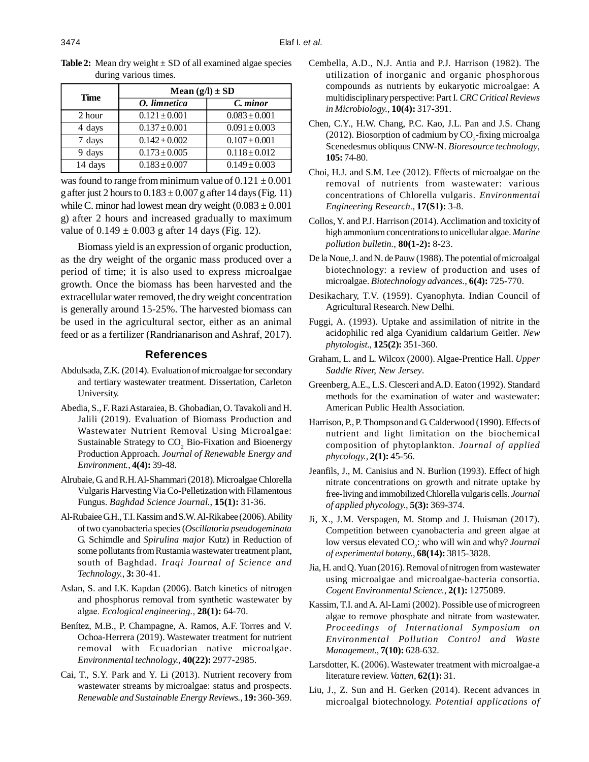**Table 2:** Mean dry weight ± SD of all examined algae species during various times.

| Time | Mean (g/l) ± SD | |
|---|---|---|
| | *O. limnetica* | *C. minor* |
| 2 hour | 0.121 ± 0.001 | 0.083 ± 0.001 |
| 4 days | 0.137 ± 0.001 | 0.091 ± 0.003 |
| 7 days | 0.142 ± 0.002 | 0.107 ± 0.001 |
| 9 days | 0.173 ± 0.005 | 0.118 ± 0.012 |
| 14 days | 0.183 ± 0.007 | 0.149 ± 0.003 |

was found to range from minimum value of 0.121 ± 0.001 g after just 2 hours to 0.183 ± 0.007 g after 14 days (Fig. 11) while C. minor had lowest mean dry weight (0.083 ± 0.001 g) after 2 hours and increased gradually to maximum value of 0.149 ± 0.003 g after 14 days (Fig. 12).

Biomass yield is an expression of organic production, as the dry weight of the organic mass produced over a period of time; it is also used to express microalgae growth. Once the biomass has been harvested and the extracellular water removed, the dry weight concentration is generally around 15-25%. The harvested biomass can be used in the agricultural sector, either as an animal feed or as a fertilizer (Randrianarison and Ashraf, 2017).

## References

Abdulsada, Z.K. (2014). Evaluation of microalgae for secondary and tertiary wastewater treatment. Dissertation, Carleton University.

Abedia, S., F. Razi Astaraiea, B. Ghobadian, O. Tavakoli and H. Jalili (2019). Evaluation of Biomass Production and Wastewater Nutrient Removal Using Microalgae: Sustainable Strategy to $CO_2$ Bio-Fixation and Bioenergy Production Approach. *Journal of Renewable Energy and Environment.*, **4(4):** 39-48.

Alrubaie, G. and R.H. Al-Shammari (2018). Microalgae Chlorella Vulgaris Harvesting Via Co-Pelletization with Filamentous Fungus. *Baghdad Science Journal.*, **15(1):** 31-36.

Al-Rubaiee G.H., T.I. Kassim and S.W. Al-Rikabee (2006). Ability of two cyanobacteria species (*Oscillatoria pseudogeminata* G. Schimdle and *Spirulina major* Kutz) in Reduction of some pollutants from Rustamia wastewater treatment plant, south of Baghdad. *Iraqi Journal of Science and Technology.*, **3:** 30-41.

Aslan, S. and I.K. Kapdan (2006). Batch kinetics of nitrogen and phosphorus removal from synthetic wastewater by algae. *Ecological engineering.*, **28(1):** 64-70.

Benítez, M.B., P. Champagne, A. Ramos, A.F. Torres and V. Ochoa-Herrera (2019). Wastewater treatment for nutrient removal with Ecuadorian native microalgae. *Environmental technology.*, **40(22):** 2977-2985.

Cai, T., S.Y. Park and Y. Li (2013). Nutrient recovery from wastewater streams by microalgae: status and prospects. *Renewable and Sustainable Energy Reviews.*, **19:** 360-369.

Cembella, A.D., N.J. Antia and P.J. Harrison (1982). The utilization of inorganic and organic phosphorous compounds as nutrients by eukaryotic microalgae: A multidisciplinary perspective: Part I. *CRC Critical Reviews in Microbiology.*, **10(4):** 317-391.

Chen, C.Y., H.W. Chang, P.C. Kao, J.L. Pan and J.S. Chang (2012). Biosorption of cadmium by $CO_2$-fixing microalga Scenedesmus obliquus CNW-N. *Bioresource technology*, **105:** 74-80.

Choi, H.J. and S.M. Lee (2012). Effects of microalgae on the removal of nutrients from wastewater: various concentrations of Chlorella vulgaris. *Environmental Engineering Research.*, **17(S1):** 3-8.

Collos, Y. and P.J. Harrison (2014). Acclimation and toxicity of high ammonium concentrations to unicellular algae. *Marine pollution bulletin.*, **80(1-2):** 8-23.

De la Noue, J. and N. de Pauw (1988). The potential of microalgal biotechnology: a review of production and uses of microalgae. *Biotechnology advances.*, **6(4):** 725-770.

Desikachary, T.V. (1959). Cyanophyta. Indian Council of Agricultural Research. New Delhi.

Fuggi, A. (1993). Uptake and assimilation of nitrite in the acidophilic red alga Cyanidium caldarium Geitler. *New phytologist.*, **125(2):** 351-360.

Graham, L. and L. Wilcox (2000). Algae-Prentice Hall. *Upper Saddle River, New Jersey*.

Greenberg, A.E., L.S. Clesceri and A.D. Eaton (1992). Standard methods for the examination of water and wastewater: American Public Health Association.

Harrison, P., P. Thompson and G. Calderwood (1990). Effects of nutrient and light limitation on the biochemical composition of phytoplankton. *Journal of applied phycology.*, **2(1):** 45-56.

Jeanfils, J., M. Canisius and N. Burlion (1993). Effect of high nitrate concentrations on growth and nitrate uptake by free-living and immobilized Chlorella vulgaris cells. *Journal of applied phycology.*, **5(3):** 369-374.

Ji, X., J.M. Verspagen, M. Stomp and J. Huisman (2017). Competition between cyanobacteria and green algae at low versus elevated $CO_2$: who will win and why? *Journal of experimental botany.*, **68(14):** 3815-3828.

Jia, H. and Q. Yuan (2016). Removal of nitrogen from wastewater using microalgae and microalgae-bacteria consortia. *Cogent Environmental Science.*, **2(1):** 1275089.

Kassim, T.I. and A. Al-Lami (2002). Possible use of microgreen algae to remove phosphate and nitrate from wastewater. *Proceedings of International Symposium on Environmental Pollution Control and Waste Management.*, **7(10):** 628-632.

Larsdotter, K. (2006). Wastewater treatment with microalgae-a literature review. *Vatten*, **62(1):** 31.

Liu, J., Z. Sun and H. Gerken (2014). Recent advances in microalgal biotechnology. *Potential applications of*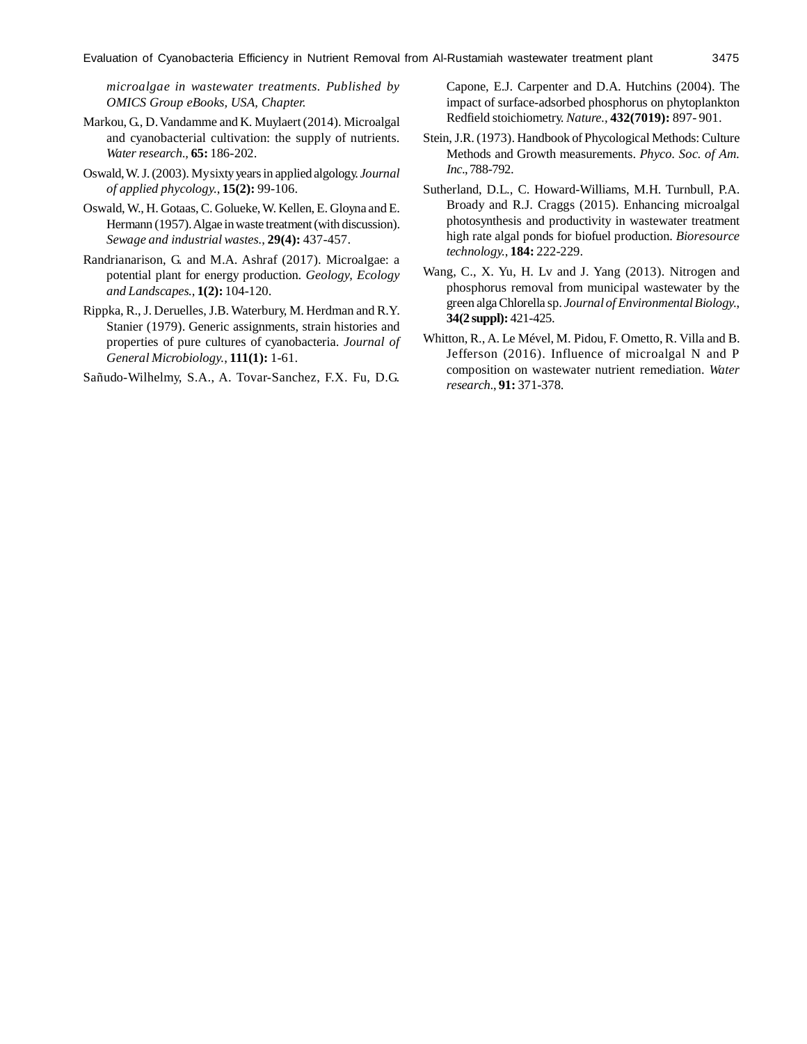*microalgae in wastewater treatments. Published by OMICS Group eBooks, USA, Chapter.*

Markou, G., D. Vandamme and K. Muylaert (2014). Microalgal and cyanobacterial cultivation: the supply of nutrients. *Water research.*, **65:** 186-202.

Oswald, W. J. (2003). My sixty years in applied algology. *Journal of applied phycology.*, **15(2):** 99-106.

Oswald, W., H. Gotaas, C. Golueke, W. Kellen, E. Gloyna and E. Hermann (1957). Algae in waste treatment (with discussion). *Sewage and industrial wastes.*, **29(4):** 437-457.

Randrianarison, G. and M.A. Ashraf (2017). Microalgae: a potential plant for energy production. *Geology, Ecology and Landscapes.*, **1(2):** 104-120.

Rippka, R., J. Deruelles, J.B. Waterbury, M. Herdman and R.Y. Stanier (1979). Generic assignments, strain histories and properties of pure cultures of cyanobacteria. *Journal of General Microbiology.*, **111(1):** 1-61.

Sañudo-Wilhelmy, S.A., A. Tovar-Sanchez, F.X. Fu, D.G. Capone, E.J. Carpenter and D.A. Hutchins (2004). The impact of surface-adsorbed phosphorus on phytoplankton Redfield stoichiometry. *Nature.*, **432(7019):** 897- 901.

Stein, J.R. (1973). Handbook of Phycological Methods: Culture Methods and Growth measurements. *Phyco. Soc. of Am. Inc.*, 788-792.

Sutherland, D.L., C. Howard-Williams, M.H. Turnbull, P.A. Broady and R.J. Craggs (2015). Enhancing microalgal photosynthesis and productivity in wastewater treatment high rate algal ponds for biofuel production. *Bioresource technology.*, **184:** 222-229.

Wang, C., X. Yu, H. Lv and J. Yang (2013). Nitrogen and phosphorus removal from municipal wastewater by the green alga Chlorella sp. *Journal of Environmental Biology.*, **34(2 suppl):** 421-425.

Whitton, R., A. Le Mével, M. Pidou, F. Ometto, R. Villa and B. Jefferson (2016). Influence of microalgal N and P composition on wastewater nutrient remediation. *Water research.*, **91:** 371-378.